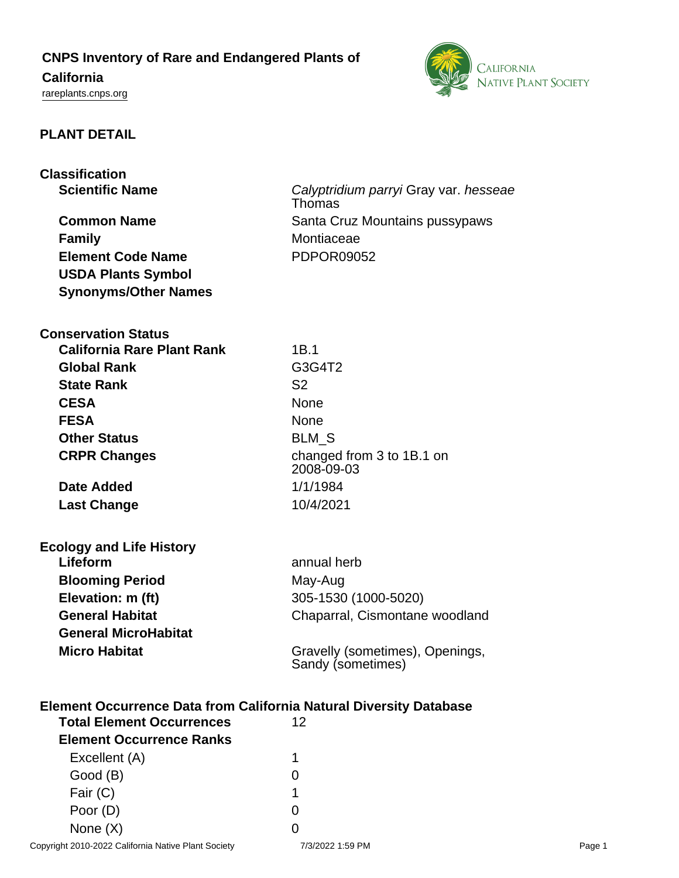# CNPS Inventory of Rare and Endangered Plants of California

rareplants.cnps.org

## PLANT DETAIL

### Classification

| | |
|---|---|
| **Scientific Name** | *Calyptridium parryi* Gray var. *hesseae* Thomas |
| **Common Name** | Santa Cruz Mountains pussypaws |
| **Family** | Montiaceae |
| **Element Code Name** | PDPOR09052 |
| **USDA Plants Symbol** | |
| **Synonyms/Other Names** | |

### Conservation Status

| | |
|---|---|
| **California Rare Plant Rank** | 1B.1 |
| **Global Rank** | G3G4T2 |
| **State Rank** | S2 |
| **CESA** | None |
| **FESA** | None |
| **Other Status** | BLM_S |
| **CRPR Changes** | changed from 3 to 1B.1 on 2008-09-03 |
| **Date Added** | 1/1/1984 |
| **Last Change** | 10/4/2021 |

### Ecology and Life History

| | |
|---|---|
| **Lifeform** | annual herb |
| **Blooming Period** | May-Aug |
| **Elevation: m (ft)** | 305-1530 (1000-5020) |
| **General Habitat** | Chaparral, Cismontane woodland |
| **General MicroHabitat** | |
| **Micro Habitat** | Gravelly (sometimes), Openings, Sandy (sometimes) |

### Element Occurrence Data from California Natural Diversity Database

| | |
|---|---|
| **Total Element Occurrences** | 12 |
| **Element Occurrence Ranks** | |
| Excellent (A) | 1 |
| Good (B) | 0 |
| Fair (C) | 1 |
| Poor (D) | 0 |
| None (X) | 0 |

Copyright 2010-2022 California Native Plant Society 7/3/2022 1:59 PM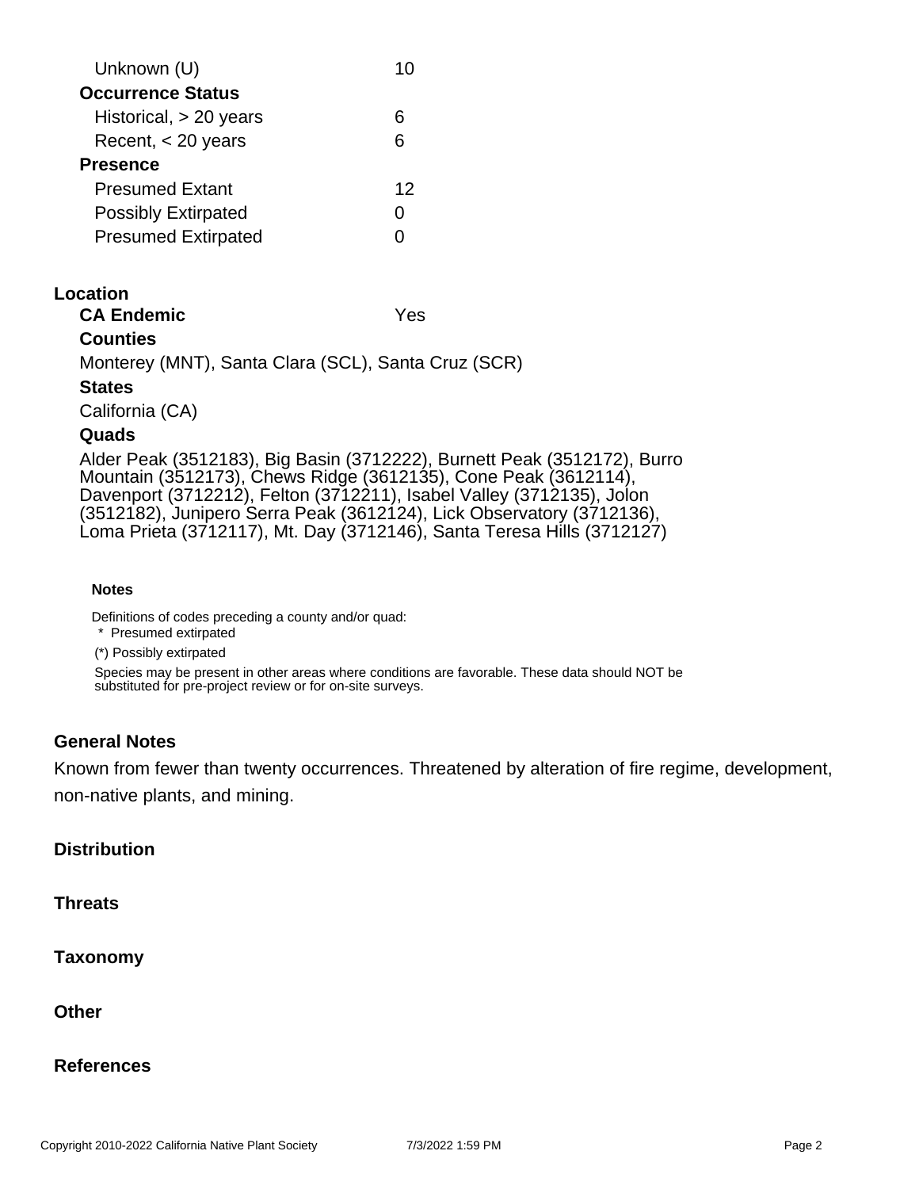| | |
|---|---|
| Unknown (U) | 10 |
| **Occurrence Status** | |
| Historical, > 20 years | 6 |
| Recent, < 20 years | 6 |
| **Presence** | |
| Presumed Extant | 12 |
| Possibly Extirpated | 0 |
| Presumed Extirpated | 0 |

## Location

**CA Endemic** Yes

### Counties

Monterey (MNT), Santa Clara (SCL), Santa Cruz (SCR)

### States

California (CA)

### Quads

Alder Peak (3512183), Big Basin (3712222), Burnett Peak (3512172), Burro Mountain (3512173), Chews Ridge (3612135), Cone Peak (3612114), Davenport (3712212), Felton (3712211), Isabel Valley (3712135), Jolon (3512182), Junipero Serra Peak (3612124), Lick Observatory (3712136), Loma Prieta (3712117), Mt. Day (3712146), Santa Teresa Hills (3712127)

#### Notes

Definitions of codes preceding a county and/or quad:
* Presumed extirpated
(*) Possibly extirpated

Species may be present in other areas where conditions are favorable. These data should NOT be substituted for pre-project review or for on-site surveys.

## General Notes

Known from fewer than twenty occurrences. Threatened by alteration of fire regime, development, non-native plants, and mining.

## Distribution

## Threats

## Taxonomy

## Other

## References